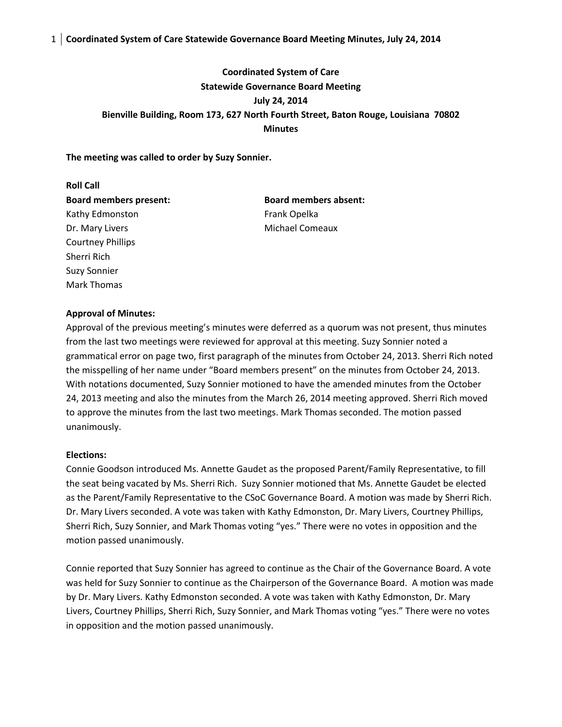# Coordinated System of Care
# Statewide Governance Board Meeting
# July 24, 2014
# Bienville Building, Room 173, 627 North Fourth Street, Baton Rouge, Louisiana 70802
# Minutes

**The meeting was called to order by Suzy Sonnier.**

**Roll Call**

| **Board members present:** | **Board members absent:** |
| --- | --- |
| Kathy Edmonston | Frank Opelka |
| Dr. Mary Livers | Michael Comeaux |
| Courtney Phillips | |
| Sherri Rich | |
| Suzy Sonnier | |
| Mark Thomas | |

**Approval of Minutes:**

Approval of the previous meeting's minutes were deferred as a quorum was not present, thus minutes from the last two meetings were reviewed for approval at this meeting. Suzy Sonnier noted a grammatical error on page two, first paragraph of the minutes from October 24, 2013. Sherri Rich noted the misspelling of her name under "Board members present" on the minutes from October 24, 2013. With notations documented, Suzy Sonnier motioned to have the amended minutes from the October 24, 2013 meeting and also the minutes from the March 26, 2014 meeting approved. Sherri Rich moved to approve the minutes from the last two meetings. Mark Thomas seconded. The motion passed unanimously.

**Elections:**

Connie Goodson introduced Ms. Annette Gaudet as the proposed Parent/Family Representative, to fill the seat being vacated by Ms. Sherri Rich. Suzy Sonnier motioned that Ms. Annette Gaudet be elected as the Parent/Family Representative to the CSoC Governance Board. A motion was made by Sherri Rich. Dr. Mary Livers seconded. A vote was taken with Kathy Edmonston, Dr. Mary Livers, Courtney Phillips, Sherri Rich, Suzy Sonnier, and Mark Thomas voting "yes." There were no votes in opposition and the motion passed unanimously.

Connie reported that Suzy Sonnier has agreed to continue as the Chair of the Governance Board. A vote was held for Suzy Sonnier to continue as the Chairperson of the Governance Board. A motion was made by Dr. Mary Livers. Kathy Edmonston seconded. A vote was taken with Kathy Edmonston, Dr. Mary Livers, Courtney Phillips, Sherri Rich, Suzy Sonnier, and Mark Thomas voting "yes." There were no votes in opposition and the motion passed unanimously.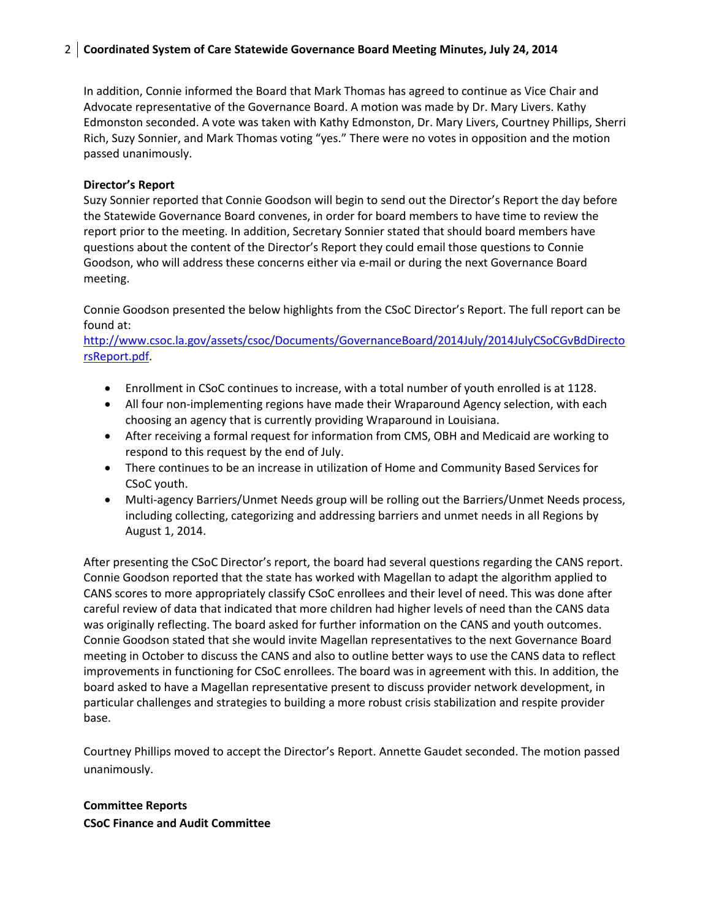In addition, Connie informed the Board that Mark Thomas has agreed to continue as Vice Chair and Advocate representative of the Governance Board. A motion was made by Dr. Mary Livers. Kathy Edmonston seconded. A vote was taken with Kathy Edmonston, Dr. Mary Livers, Courtney Phillips, Sherri Rich, Suzy Sonnier, and Mark Thomas voting "yes." There were no votes in opposition and the motion passed unanimously.

**Director's Report**

Suzy Sonnier reported that Connie Goodson will begin to send out the Director's Report the day before the Statewide Governance Board convenes, in order for board members to have time to review the report prior to the meeting. In addition, Secretary Sonnier stated that should board members have questions about the content of the Director's Report they could email those questions to Connie Goodson, who will address these concerns either via e-mail or during the next Governance Board meeting.

Connie Goodson presented the below highlights from the CSoC Director's Report. The full report can be found at: http://www.csoc.la.gov/assets/csoc/Documents/GovernanceBoard/2014July/2014JulyCSoCGvBdDirectorsReport.pdf.

- Enrollment in CSoC continues to increase, with a total number of youth enrolled is at 1128.
- All four non-implementing regions have made their Wraparound Agency selection, with each choosing an agency that is currently providing Wraparound in Louisiana.
- After receiving a formal request for information from CMS, OBH and Medicaid are working to respond to this request by the end of July.
- There continues to be an increase in utilization of Home and Community Based Services for CSoC youth.
- Multi-agency Barriers/Unmet Needs group will be rolling out the Barriers/Unmet Needs process, including collecting, categorizing and addressing barriers and unmet needs in all Regions by August 1, 2014.

After presenting the CSoC Director's report, the board had several questions regarding the CANS report. Connie Goodson reported that the state has worked with Magellan to adapt the algorithm applied to CANS scores to more appropriately classify CSoC enrollees and their level of need. This was done after careful review of data that indicated that more children had higher levels of need than the CANS data was originally reflecting. The board asked for further information on the CANS and youth outcomes. Connie Goodson stated that she would invite Magellan representatives to the next Governance Board meeting in October to discuss the CANS and also to outline better ways to use the CANS data to reflect improvements in functioning for CSoC enrollees. The board was in agreement with this. In addition, the board asked to have a Magellan representative present to discuss provider network development, in particular challenges and strategies to building a more robust crisis stabilization and respite provider base.

Courtney Phillips moved to accept the Director's Report. Annette Gaudet seconded. The motion passed unanimously.

**Committee Reports**

**CSoC Finance and Audit Committee**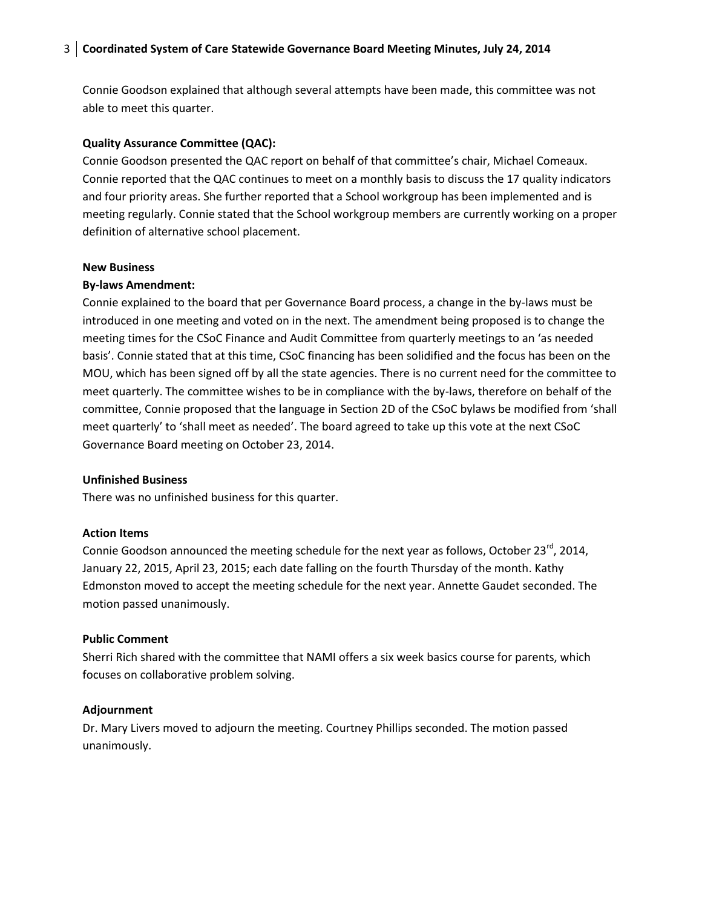Connie Goodson explained that although several attempts have been made, this committee was not able to meet this quarter.

**Quality Assurance Committee (QAC):**

Connie Goodson presented the QAC report on behalf of that committee's chair, Michael Comeaux. Connie reported that the QAC continues to meet on a monthly basis to discuss the 17 quality indicators and four priority areas. She further reported that a School workgroup has been implemented and is meeting regularly. Connie stated that the School workgroup members are currently working on a proper definition of alternative school placement.

**New Business**

**By-laws Amendment:**

Connie explained to the board that per Governance Board process, a change in the by-laws must be introduced in one meeting and voted on in the next. The amendment being proposed is to change the meeting times for the CSoC Finance and Audit Committee from quarterly meetings to an 'as needed basis'. Connie stated that at this time, CSoC financing has been solidified and the focus has been on the MOU, which has been signed off by all the state agencies. There is no current need for the committee to meet quarterly. The committee wishes to be in compliance with the by-laws, therefore on behalf of the committee, Connie proposed that the language in Section 2D of the CSoC bylaws be modified from 'shall meet quarterly' to 'shall meet as needed'. The board agreed to take up this vote at the next CSoC Governance Board meeting on October 23, 2014.

**Unfinished Business**

There was no unfinished business for this quarter.

**Action Items**

Connie Goodson announced the meeting schedule for the next year as follows, October 23rd, 2014, January 22, 2015, April 23, 2015; each date falling on the fourth Thursday of the month. Kathy Edmonston moved to accept the meeting schedule for the next year. Annette Gaudet seconded. The motion passed unanimously.

**Public Comment**

Sherri Rich shared with the committee that NAMI offers a six week basics course for parents, which focuses on collaborative problem solving.

**Adjournment**

Dr. Mary Livers moved to adjourn the meeting. Courtney Phillips seconded. The motion passed unanimously.